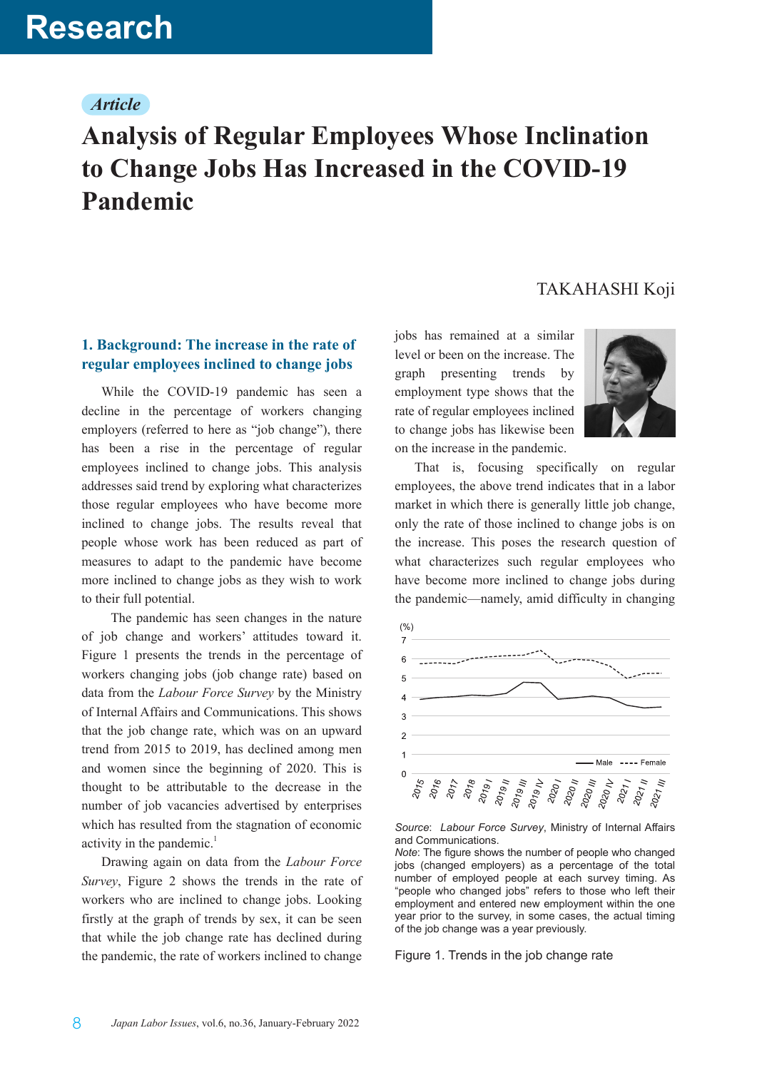Research

*Article*

# Analysis of Regular Employees Whose Inclination to Change Jobs Has Increased in the COVID-19 Pandemic

TAKAHASHI Koji

## 1. Background: The increase in the rate of regular employees inclined to change jobs

While the COVID-19 pandemic has seen a decline in the percentage of workers changing employers (referred to here as "job change"), there has been a rise in the percentage of regular employees inclined to change jobs. This analysis addresses said trend by exploring what characterizes those regular employees who have become more inclined to change jobs. The results reveal that people whose work has been reduced as part of measures to adapt to the pandemic have become more inclined to change jobs as they wish to work to their full potential.

The pandemic has seen changes in the nature of job change and workers' attitudes toward it. Figure 1 presents the trends in the percentage of workers changing jobs (job change rate) based on data from the *Labour Force Survey* by the Ministry of Internal Affairs and Communications. This shows that the job change rate, which was on an upward trend from 2015 to 2019, has declined among men and women since the beginning of 2020. This is thought to be attributable to the decrease in the number of job vacancies advertised by enterprises which has resulted from the stagnation of economic activity in the pandemic.[1]

Drawing again on data from the *Labour Force Survey*, Figure 2 shows the trends in the rate of workers who are inclined to change jobs. Looking firstly at the graph of trends by sex, it can be seen that while the job change rate has declined during the pandemic, the rate of workers inclined to change jobs has remained at a similar level or been on the increase. The graph presenting trends by employment type shows that the rate of regular employees inclined to change jobs has likewise been on the increase in the pandemic.

That is, focusing specifically on regular employees, the above trend indicates that in a labor market in which there is generally little job change, only the rate of those inclined to change jobs is on the increase. This poses the research question of what characterizes such regular employees who have become more inclined to change jobs during the pandemic—namely, amid difficulty in changing

Source: *Labour Force Survey*, Ministry of Internal Affairs and Communications.

*Note*: The figure shows the number of people who changed jobs (changed employers) as a percentage of the total number of employed people at each survey timing. As "people who changed jobs" refers to those who left their employment and entered new employment within the one year prior to the survey, in some cases, the actual timing of the job change was a year previously.

Figure 1. Trends in the job change rate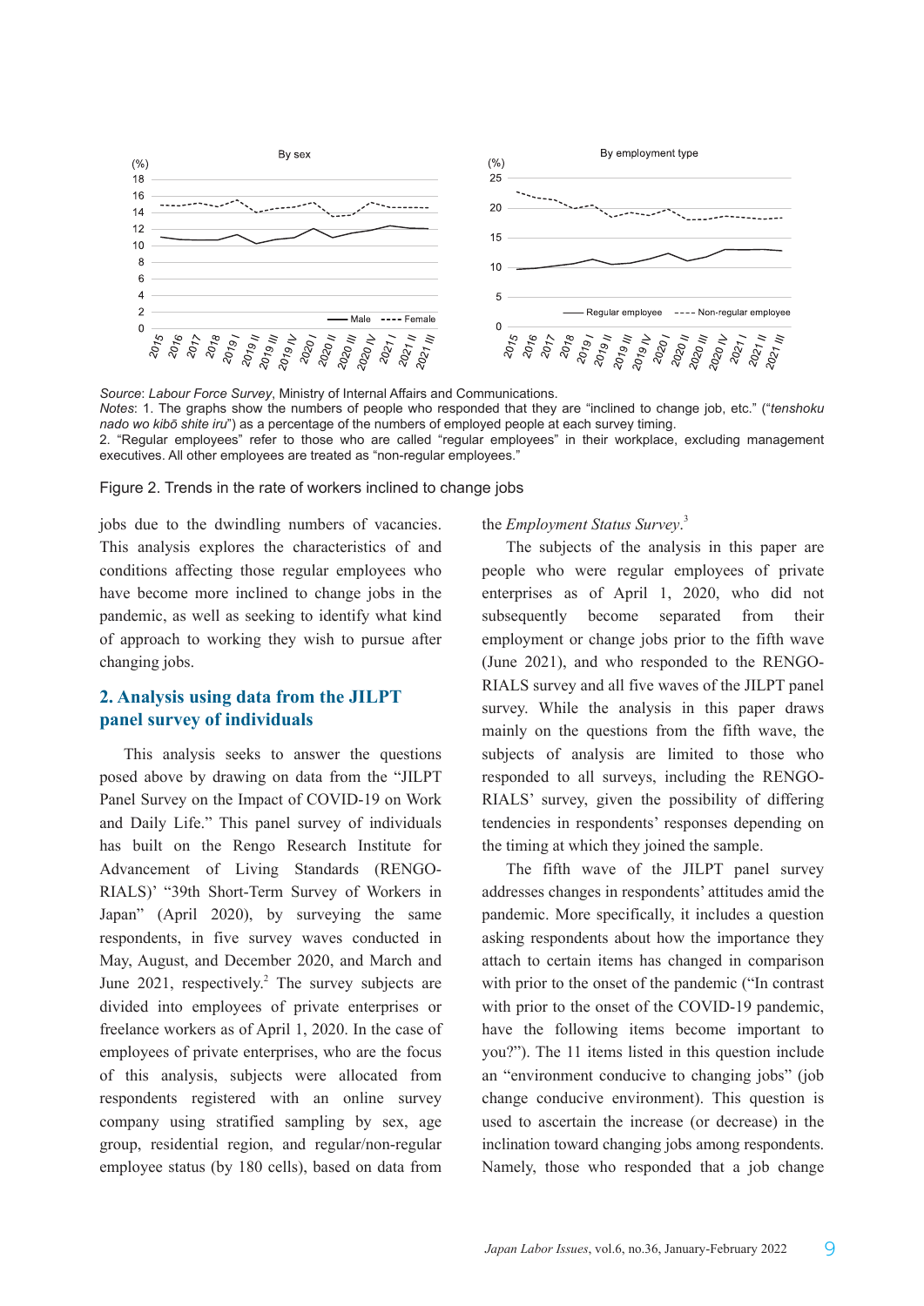Source: *Labour Force Survey*, Ministry of Internal Affairs and Communications.
*Notes*: 1. The graphs show the numbers of people who responded that they are "inclined to change job, etc." ("*tenshoku nado wo kibō shite iru*") as a percentage of the numbers of employed people at each survey timing.
2. "Regular employees" refer to those who are called "regular employees" in their workplace, excluding management executives. All other employees are treated as "non-regular employees."

Figure 2. Trends in the rate of workers inclined to change jobs

jobs due to the dwindling numbers of vacancies. This analysis explores the characteristics of and conditions affecting those regular employees who have become more inclined to change jobs in the pandemic, as well as seeking to identify what kind of approach to working they wish to pursue after changing jobs.

## 2. Analysis using data from the JILPT panel survey of individuals

This analysis seeks to answer the questions posed above by drawing on data from the "JILPT Panel Survey on the Impact of COVID-19 on Work and Daily Life." This panel survey of individuals has built on the Rengo Research Institute for Advancement of Living Standards (RENGO-RIALS)' "39th Short-Term Survey of Workers in Japan" (April 2020), by surveying the same respondents, in five survey waves conducted in May, August, and December 2020, and March and June 2021, respectively.[2] The survey subjects are divided into employees of private enterprises or freelance workers as of April 1, 2020. In the case of employees of private enterprises, who are the focus of this analysis, subjects were allocated from respondents registered with an online survey company using stratified sampling by sex, age group, residential region, and regular/non-regular employee status (by 180 cells), based on data from the *Employment Status Survey*.[3]

The subjects of the analysis in this paper are people who were regular employees of private enterprises as of April 1, 2020, who did not subsequently become separated from their employment or change jobs prior to the fifth wave (June 2021), and who responded to the RENGO-RIALS survey and all five waves of the JILPT panel survey. While the analysis in this paper draws mainly on the questions from the fifth wave, the subjects of analysis are limited to those who responded to all surveys, including the RENGO-RIALS' survey, given the possibility of differing tendencies in respondents' responses depending on the timing at which they joined the sample.

The fifth wave of the JILPT panel survey addresses changes in respondents' attitudes amid the pandemic. More specifically, it includes a question asking respondents about how the importance they attach to certain items has changed in comparison with prior to the onset of the pandemic ("In contrast with prior to the onset of the COVID-19 pandemic, have the following items become important to you?"). The 11 items listed in this question include an "environment conducive to changing jobs" (job change conducive environment). This question is used to ascertain the increase (or decrease) in the inclination toward changing jobs among respondents. Namely, those who responded that a job change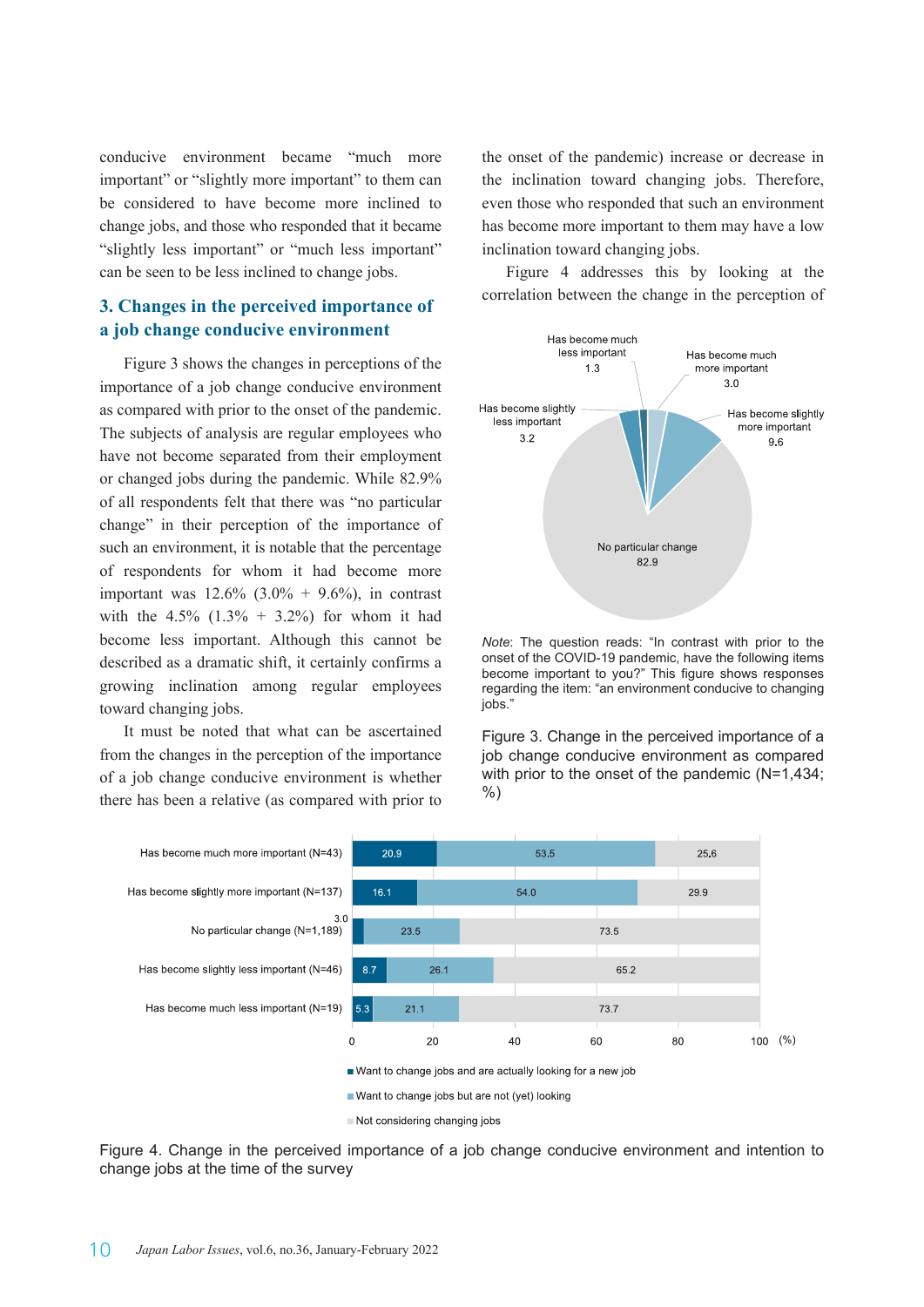conducive environment became "much more important" or "slightly more important" to them can be considered to have become more inclined to change jobs, and those who responded that it became "slightly less important" or "much less important" can be seen to be less inclined to change jobs.

## 3. Changes in the perceived importance of a job change conducive environment

Figure 3 shows the changes in perceptions of the importance of a job change conducive environment as compared with prior to the onset of the pandemic. The subjects of analysis are regular employees who have not become separated from their employment or changed jobs during the pandemic. While 82.9% of all respondents felt that there was "no particular change" in their perception of the importance of such an environment, it is notable that the percentage of respondents for whom it had become more important was 12.6% (3.0% + 9.6%), in contrast with the 4.5% (1.3% + 3.2%) for whom it had become less important. Although this cannot be described as a dramatic shift, it certainly confirms a growing inclination among regular employees toward changing jobs.

It must be noted that what can be ascertained from the changes in the perception of the importance of a job change conducive environment is whether there has been a relative (as compared with prior to the onset of the pandemic) increase or decrease in the inclination toward changing jobs. Therefore, even those who responded that such an environment has become more important to them may have a low inclination toward changing jobs.

Figure 4 addresses this by looking at the correlation between the change in the perception of

| Response | % |
|---|---|
| Has become much more important | 3.0 |
| Has become slightly more important | 9.6 |
| No particular change | 82.9 |
| Has become slightly less important | 3.2 |
| Has become much less important | 1.3 |

*Note*: The question reads: "In contrast with prior to the onset of the COVID-19 pandemic, have the following items become important to you?" This figure shows responses regarding the item: "an environment conducive to changing jobs."

Figure 3. Change in the perceived importance of a job change conducive environment as compared with prior to the onset of the pandemic (N=1,434; %)

| | Want to change jobs and are actually looking for a new job | Want to change jobs but are not (yet) looking | Not considering changing jobs |
|---|---|---|---|
| Has become much more important (N=43) | 20.9 | 53.5 | 25.6 |
| Has become slightly more important (N=137) | 16.1 | 54.0 | 29.9 |
| No particular change (N=1,189) | 3.0 | 23.5 | 73.5 |
| Has become slightly less important (N=46) | 8.7 | 26.1 | 65.2 |
| Has become much less important (N=19) | 5.3 | 21.1 | 73.7 |

Figure 4. Change in the perceived importance of a job change conducive environment and intention to change jobs at the time of the survey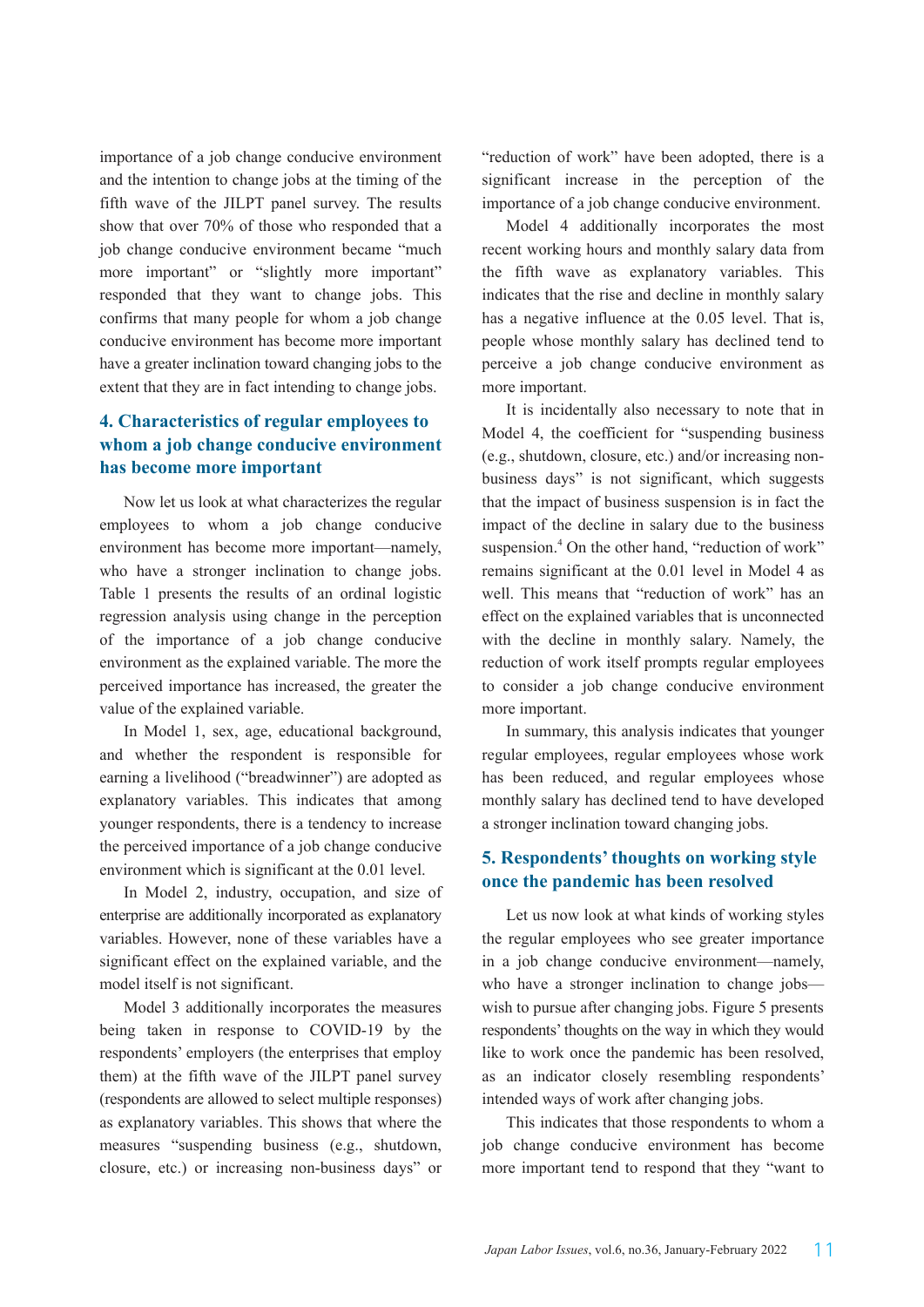importance of a job change conducive environment and the intention to change jobs at the timing of the fifth wave of the JILPT panel survey. The results show that over 70% of those who responded that a job change conducive environment became "much more important" or "slightly more important" responded that they want to change jobs. This confirms that many people for whom a job change conducive environment has become more important have a greater inclination toward changing jobs to the extent that they are in fact intending to change jobs.

## 4. Characteristics of regular employees to whom a job change conducive environment has become more important

Now let us look at what characterizes the regular employees to whom a job change conducive environment has become more important—namely, who have a stronger inclination to change jobs. Table 1 presents the results of an ordinal logistic regression analysis using change in the perception of the importance of a job change conducive environment as the explained variable. The more the perceived importance has increased, the greater the value of the explained variable.

In Model 1, sex, age, educational background, and whether the respondent is responsible for earning a livelihood ("breadwinner") are adopted as explanatory variables. This indicates that among younger respondents, there is a tendency to increase the perceived importance of a job change conducive environment which is significant at the 0.01 level.

In Model 2, industry, occupation, and size of enterprise are additionally incorporated as explanatory variables. However, none of these variables have a significant effect on the explained variable, and the model itself is not significant.

Model 3 additionally incorporates the measures being taken in response to COVID-19 by the respondents' employers (the enterprises that employ them) at the fifth wave of the JILPT panel survey (respondents are allowed to select multiple responses) as explanatory variables. This shows that where the measures "suspending business (e.g., shutdown, closure, etc.) or increasing non-business days" or "reduction of work" have been adopted, there is a significant increase in the perception of the importance of a job change conducive environment.

Model 4 additionally incorporates the most recent working hours and monthly salary data from the fifth wave as explanatory variables. This indicates that the rise and decline in monthly salary has a negative influence at the 0.05 level. That is, people whose monthly salary has declined tend to perceive a job change conducive environment as more important.

It is incidentally also necessary to note that in Model 4, the coefficient for "suspending business (e.g., shutdown, closure, etc.) and/or increasing non-business days" is not significant, which suggests that the impact of business suspension is in fact the impact of the decline in salary due to the business suspension.[4] On the other hand, "reduction of work" remains significant at the 0.01 level in Model 4 as well. This means that "reduction of work" has an effect on the explained variables that is unconnected with the decline in monthly salary. Namely, the reduction of work itself prompts regular employees to consider a job change conducive environment more important.

In summary, this analysis indicates that younger regular employees, regular employees whose work has been reduced, and regular employees whose monthly salary has declined tend to have developed a stronger inclination toward changing jobs.

## 5. Respondents' thoughts on working style once the pandemic has been resolved

Let us now look at what kinds of working styles the regular employees who see greater importance in a job change conducive environment—namely, who have a stronger inclination to change jobs—wish to pursue after changing jobs. Figure 5 presents respondents' thoughts on the way in which they would like to work once the pandemic has been resolved, as an indicator closely resembling respondents' intended ways of work after changing jobs.

This indicates that those respondents to whom a job change conducive environment has become more important tend to respond that they "want to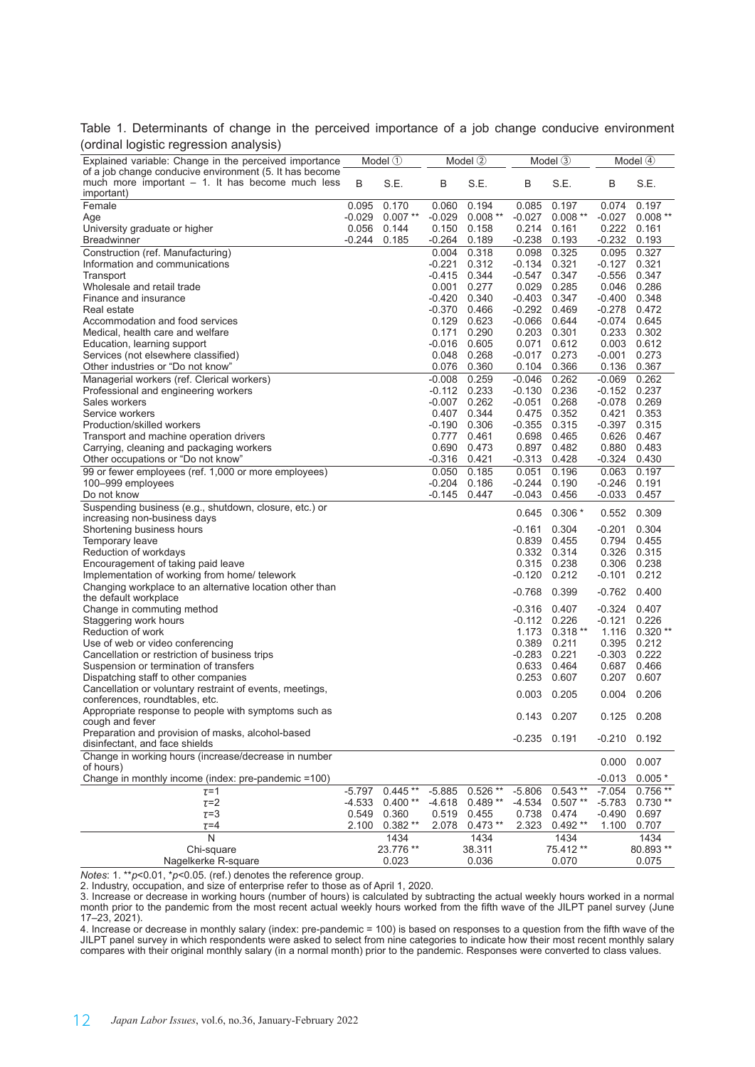Table 1. Determinants of change in the perceived importance of a job change conducive environment (ordinal logistic regression analysis)

| Explained variable: Change in the perceived importance of a job change conducive environment (5. It has become much more important – 1. It has become much less important) | Model ① | | Model ② | | Model ③ | | Model ④ | |
|---|---|---|---|---|---|---|---|---|
| | B | S.E. | B | S.E. | B | S.E. | B | S.E. |
| Female | 0.095 | 0.170 | 0.060 | 0.194 | 0.085 | 0.197 | 0.074 | 0.197 |
| Age | -0.029 | 0.007 ** | -0.029 | 0.008 ** | -0.027 | 0.008 ** | -0.027 | 0.008 ** |
| University graduate or higher | 0.056 | 0.144 | 0.150 | 0.158 | 0.214 | 0.161 | 0.222 | 0.161 |
| Breadwinner | -0.244 | 0.185 | -0.264 | 0.189 | -0.238 | 0.193 | -0.232 | 0.193 |
| Construction (ref. Manufacturing) | | | 0.004 | 0.318 | 0.098 | 0.325 | 0.095 | 0.327 |
| Information and communications | | | -0.221 | 0.312 | -0.134 | 0.321 | -0.127 | 0.321 |
| Transport | | | -0.415 | 0.344 | -0.547 | 0.347 | -0.556 | 0.347 |
| Wholesale and retail trade | | | 0.001 | 0.277 | 0.029 | 0.285 | 0.046 | 0.286 |
| Finance and insurance | | | -0.420 | 0.340 | -0.403 | 0.347 | -0.400 | 0.348 |
| Real estate | | | -0.370 | 0.466 | -0.292 | 0.469 | -0.278 | 0.472 |
| Accommodation and food services | | | 0.129 | 0.623 | -0.066 | 0.644 | -0.074 | 0.645 |
| Medical, health care and welfare | | | 0.171 | 0.290 | 0.203 | 0.301 | 0.233 | 0.302 |
| Education, learning support | | | -0.016 | 0.605 | 0.071 | 0.612 | 0.003 | 0.612 |
| Services (not elsewhere classified) | | | 0.048 | 0.268 | -0.017 | 0.273 | -0.001 | 0.273 |
| Other industries or "Do not know" | | | 0.076 | 0.360 | 0.104 | 0.366 | 0.136 | 0.367 |
| Managerial workers (ref. Clerical workers) | | | -0.008 | 0.259 | -0.046 | 0.262 | -0.069 | 0.262 |
| Professional and engineering workers | | | -0.112 | 0.233 | -0.130 | 0.236 | -0.152 | 0.237 |
| Sales workers | | | -0.007 | 0.262 | -0.051 | 0.268 | -0.078 | 0.269 |
| Service workers | | | 0.407 | 0.344 | 0.475 | 0.352 | 0.421 | 0.353 |
| Production/skilled workers | | | -0.190 | 0.306 | -0.355 | 0.315 | -0.397 | 0.315 |
| Transport and machine operation drivers | | | 0.777 | 0.461 | 0.698 | 0.465 | 0.626 | 0.467 |
| Carrying, cleaning and packaging workers | | | 0.690 | 0.473 | 0.897 | 0.482 | 0.880 | 0.483 |
| Other occupations or "Do not know" | | | -0.316 | 0.421 | -0.313 | 0.428 | -0.324 | 0.430 |
| 99 or fewer employees (ref. 1,000 or more employees) | | | 0.050 | 0.185 | 0.051 | 0.196 | 0.063 | 0.197 |
| 100–999 employees | | | -0.204 | 0.186 | -0.244 | 0.190 | -0.246 | 0.191 |
| Do not know | | | -0.145 | 0.447 | -0.043 | 0.456 | -0.033 | 0.457 |
| Suspending business (e.g., shutdown, closure, etc.) or increasing non-business days | | | | | 0.645 | 0.306 * | 0.552 | 0.309 |
| Shortening business hours | | | | | -0.161 | 0.304 | -0.201 | 0.304 |
| Temporary leave | | | | | 0.839 | 0.455 | 0.794 | 0.455 |
| Reduction of workdays | | | | | 0.332 | 0.314 | 0.326 | 0.315 |
| Encouragement of taking paid leave | | | | | 0.315 | 0.238 | 0.306 | 0.238 |
| Implementation of working from home/ telework | | | | | -0.120 | 0.212 | -0.101 | 0.212 |
| Changing workplace to an alternative location other than the default workplace | | | | | -0.768 | 0.399 | -0.762 | 0.400 |
| Change in commuting method | | | | | -0.316 | 0.407 | -0.324 | 0.407 |
| Staggering work hours | | | | | -0.112 | 0.226 | -0.121 | 0.226 |
| Reduction of work | | | | | 1.173 | 0.318 ** | 1.116 | 0.320 ** |
| Use of web or video conferencing | | | | | 0.389 | 0.211 | 0.395 | 0.212 |
| Cancellation or restriction of business trips | | | | | -0.283 | 0.221 | -0.303 | 0.222 |
| Suspension or termination of transfers | | | | | 0.633 | 0.464 | 0.687 | 0.466 |
| Dispatching staff to other companies | | | | | 0.253 | 0.607 | 0.207 | 0.607 |
| Cancellation or voluntary restraint of events, meetings, conferences, roundtables, etc. | | | | | 0.003 | 0.205 | 0.004 | 0.206 |
| Appropriate response to people with symptoms such as cough and fever | | | | | 0.143 | 0.207 | 0.125 | 0.208 |
| Preparation and provision of masks, alcohol-based disinfectant, and face shields | | | | | -0.235 | 0.191 | -0.210 | 0.192 |
| Change in working hours (increase/decrease in number of hours) | | | | | | | 0.000 | 0.007 |
| Change in monthly income (index: pre-pandemic =100) | | | | | | | -0.013 | 0.005 * |
| $\tau$=1 | -5.797 | 0.445 ** | -5.885 | 0.526 ** | -5.806 | 0.543 ** | -7.054 | 0.756 ** |
| $\tau$=2 | -4.533 | 0.400 ** | -4.618 | 0.489 ** | -4.534 | 0.507 ** | -5.783 | 0.730 ** |
| $\tau$=3 | 0.549 | 0.360 | 0.519 | 0.455 | 0.738 | 0.474 | -0.490 | 0.697 |
| $\tau$=4 | 2.100 | 0.382 ** | 2.078 | 0.473 ** | 2.323 | 0.492 ** | 1.100 | 0.707 |
| N | 1434 | | 1434 | | 1434 | | 1434 | |
| Chi-square | 23.776 ** | | 38.311 | | 75.412 ** | | 80.893 ** | |
| Nagelkerke R-square | 0.023 | | 0.036 | | 0.070 | | 0.075 | |

*Notes*: 1. ***p*<0.01, **p*<0.05. (ref.) denotes the reference group.
2. Industry, occupation, and size of enterprise refer to those as of April 1, 2020.
3. Increase or decrease in working hours (number of hours) is calculated by subtracting the actual weekly hours worked in a normal month prior to the pandemic from the most recent actual weekly hours worked from the fifth wave of the JILPT panel survey (June 17–23, 2021).
4. Increase or decrease in monthly salary (index: pre-pandemic = 100) is based on responses to a question from the fifth wave of the JILPT panel survey in which respondents were asked to select from nine categories to indicate how their most recent monthly salary compares with their original monthly salary (in a normal month) prior to the pandemic. Responses were converted to class values.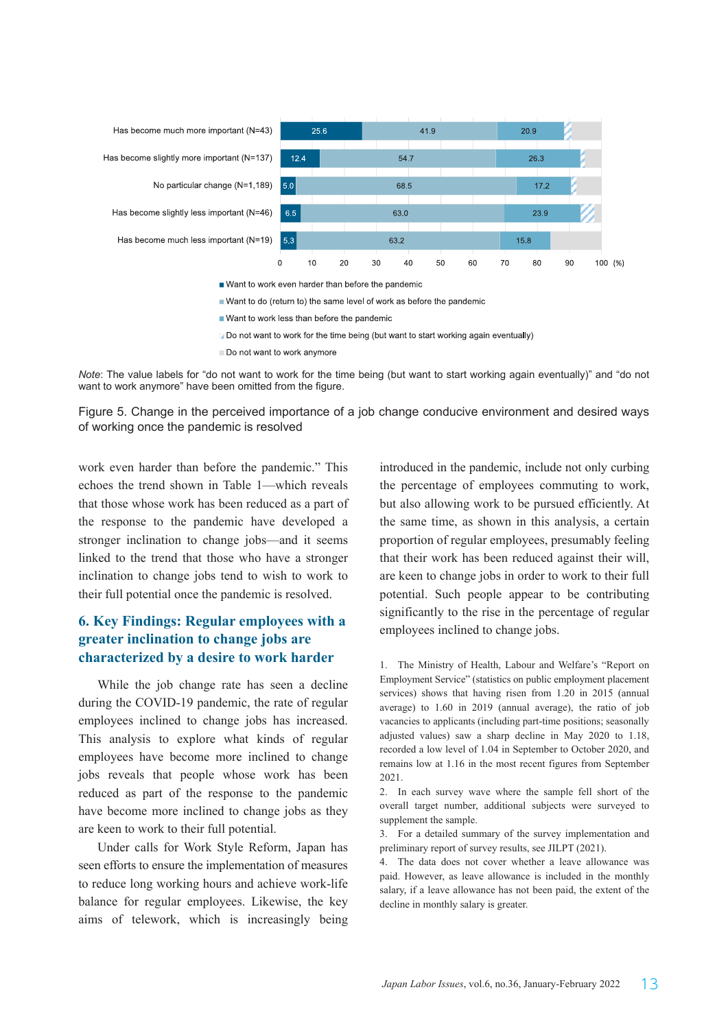| | Want to work even harder than before the pandemic | Want to do (return to) the same level of work as before the pandemic | Want to work less than before the pandemic |
|---|---|---|---|
| Has become much more important (N=43) | 25.6 | 41.9 | 20.9 |
| Has become slightly more important (N=137) | 12.4 | 54.7 | 26.3 |
| No particular change (N=1,189) | 5.0 | 68.5 | 17.2 |
| Has become slightly less important (N=46) | 6.5 | 63.0 | 23.9 |
| Has become much less important (N=19) | 5.3 | 63.2 | 15.8 |

(%)

- Want to work even harder than before the pandemic
- Want to do (return to) the same level of work as before the pandemic
- Want to work less than before the pandemic
- Do not want to work for the time being (but want to start working again eventually)
- Do not want to work anymore

*Note*: The value labels for "do not want to work for the time being (but want to start working again eventually)" and "do not want to work anymore" have been omitted from the figure.

Figure 5. Change in the perceived importance of a job change conducive environment and desired ways of working once the pandemic is resolved

work even harder than before the pandemic." This echoes the trend shown in Table 1—which reveals that those whose work has been reduced as a part of the response to the pandemic have developed a stronger inclination to change jobs—and it seems linked to the trend that those who have a stronger inclination to change jobs tend to wish to work to their full potential once the pandemic is resolved.

## 6. Key Findings: Regular employees with a greater inclination to change jobs are characterized by a desire to work harder

While the job change rate has seen a decline during the COVID-19 pandemic, the rate of regular employees inclined to change jobs has increased. This analysis to explore what kinds of regular employees have become more inclined to change jobs reveals that people whose work has been reduced as part of the response to the pandemic have become more inclined to change jobs as they are keen to work to their full potential.

Under calls for Work Style Reform, Japan has seen efforts to ensure the implementation of measures to reduce long working hours and achieve work-life balance for regular employees. Likewise, the key aims of telework, which is increasingly being introduced in the pandemic, include not only curbing the percentage of employees commuting to work, but also allowing work to be pursued efficiently. At the same time, as shown in this analysis, a certain proportion of regular employees, presumably feeling that their work has been reduced against their will, are keen to change jobs in order to work to their full potential. Such people appear to be contributing significantly to the rise in the percentage of regular employees inclined to change jobs.

1. The Ministry of Health, Labour and Welfare's "Report on Employment Service" (statistics on public employment placement services) shows that having risen from 1.20 in 2015 (annual average) to 1.60 in 2019 (annual average), the ratio of job vacancies to applicants (including part-time positions; seasonally adjusted values) saw a sharp decline in May 2020 to 1.18, recorded a low level of 1.04 in September to October 2020, and remains low at 1.16 in the most recent figures from September 2021.

2. In each survey wave where the sample fell short of the overall target number, additional subjects were surveyed to supplement the sample.

3. For a detailed summary of the survey implementation and preliminary report of survey results, see JILPT (2021).

4. The data does not cover whether a leave allowance was paid. However, as leave allowance is included in the monthly salary, if a leave allowance has not been paid, the extent of the decline in monthly salary is greater.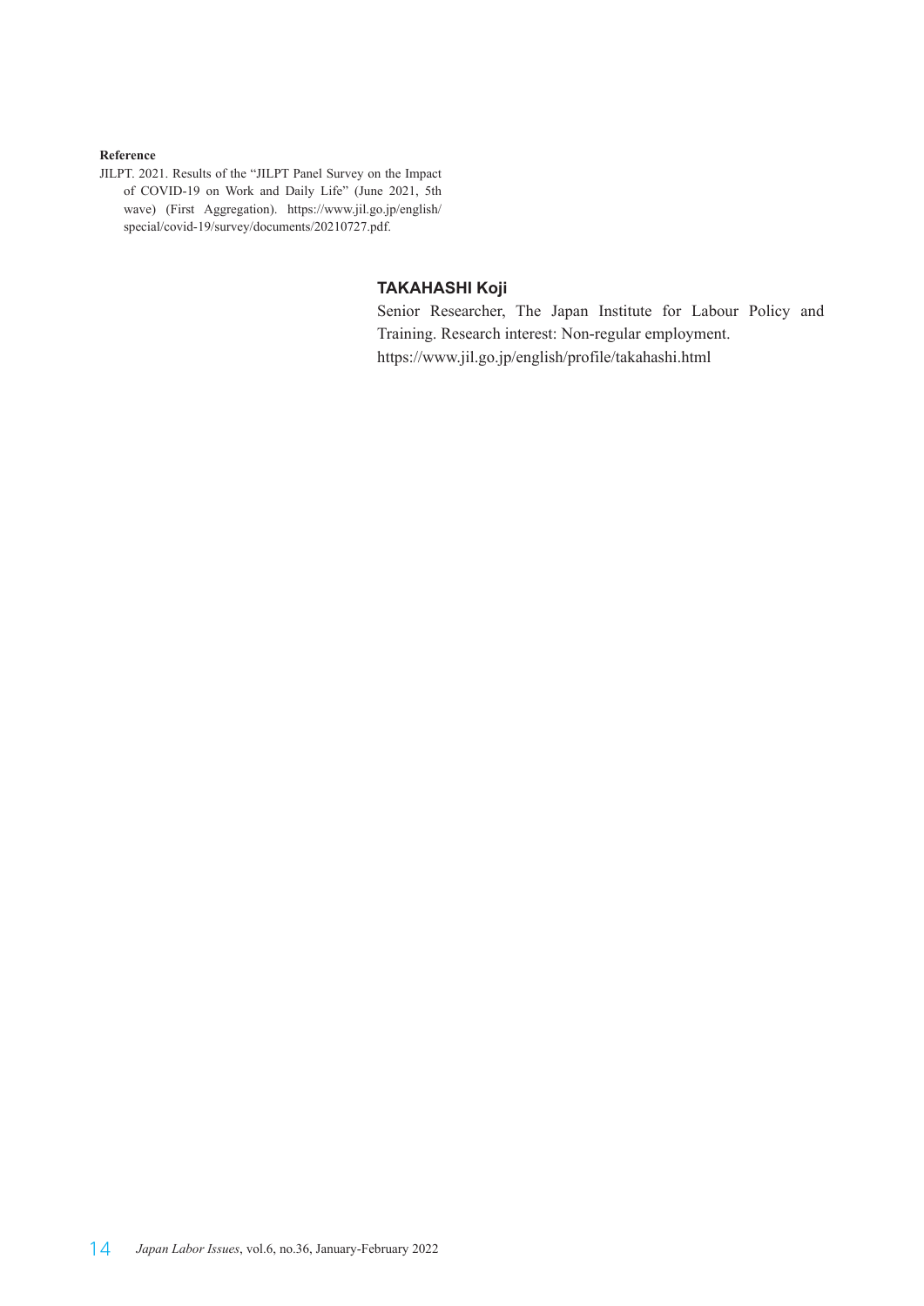**Reference**

JILPT. 2021. Results of the "JILPT Panel Survey on the Impact of COVID-19 on Work and Daily Life" (June 2021, 5th wave) (First Aggregation). https://www.jil.go.jp/english/special/covid-19/survey/documents/20210727.pdf.

**TAKAHASHI Koji**

Senior Researcher, The Japan Institute for Labour Policy and Training. Research interest: Non-regular employment.
https://www.jil.go.jp/english/profile/takahashi.html